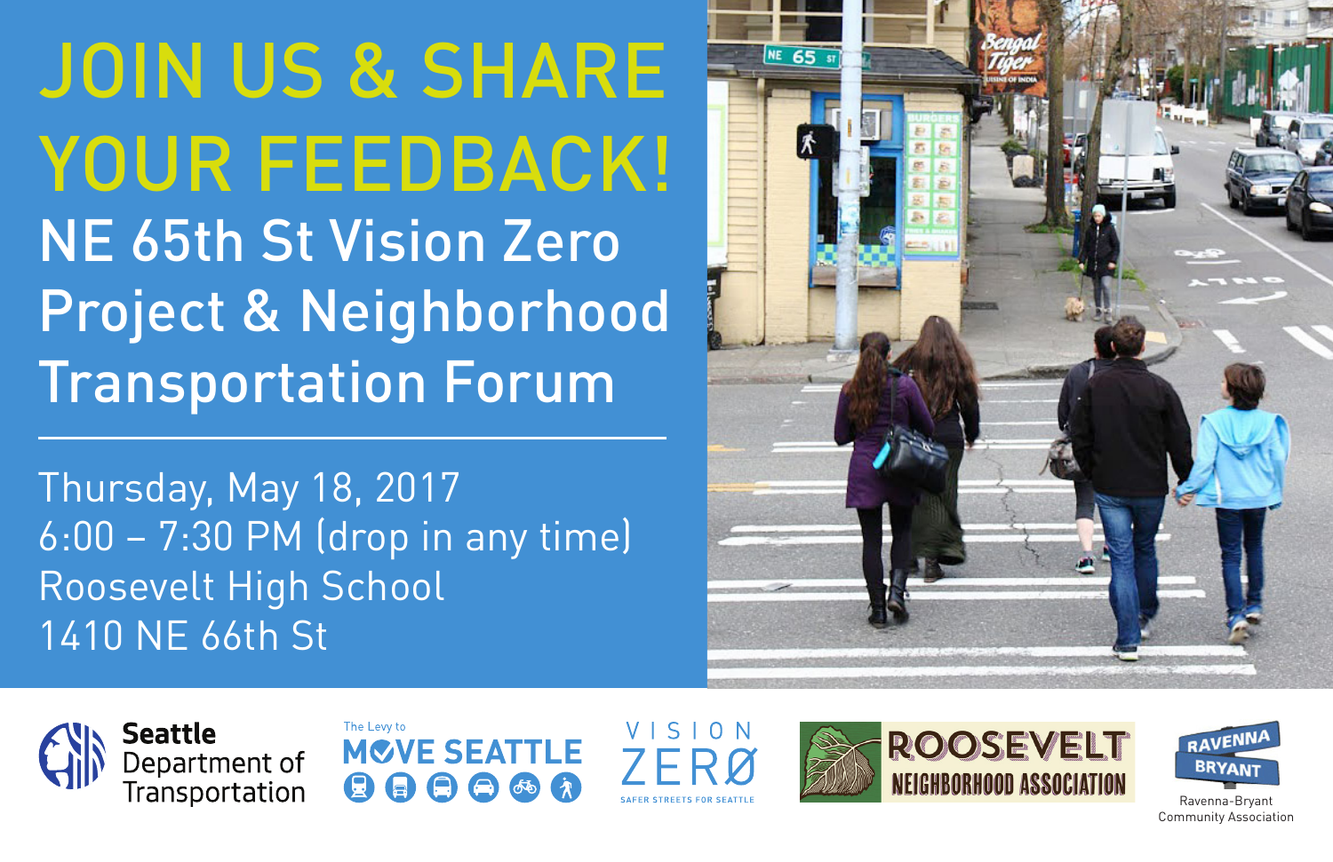# JOIN US & SHARE YOUR FEEDBACK!

## NE 65th St Vision Zero Project & Neighborhood Transportation Forum

Thursday, May 18, 2017
6:00 – 7:30 PM (drop in any time)
Roosevelt High School
1410 NE 66th St

Seattle Department of Transportation

The Levy to MOVE SEATTLE

VISION ZERØ
SAFER STREETS FOR SEATTLE

ROOSEVELT NEIGHBORHOOD ASSOCIATION

RAVENNA BRYANT
Ravenna-Bryant Community Association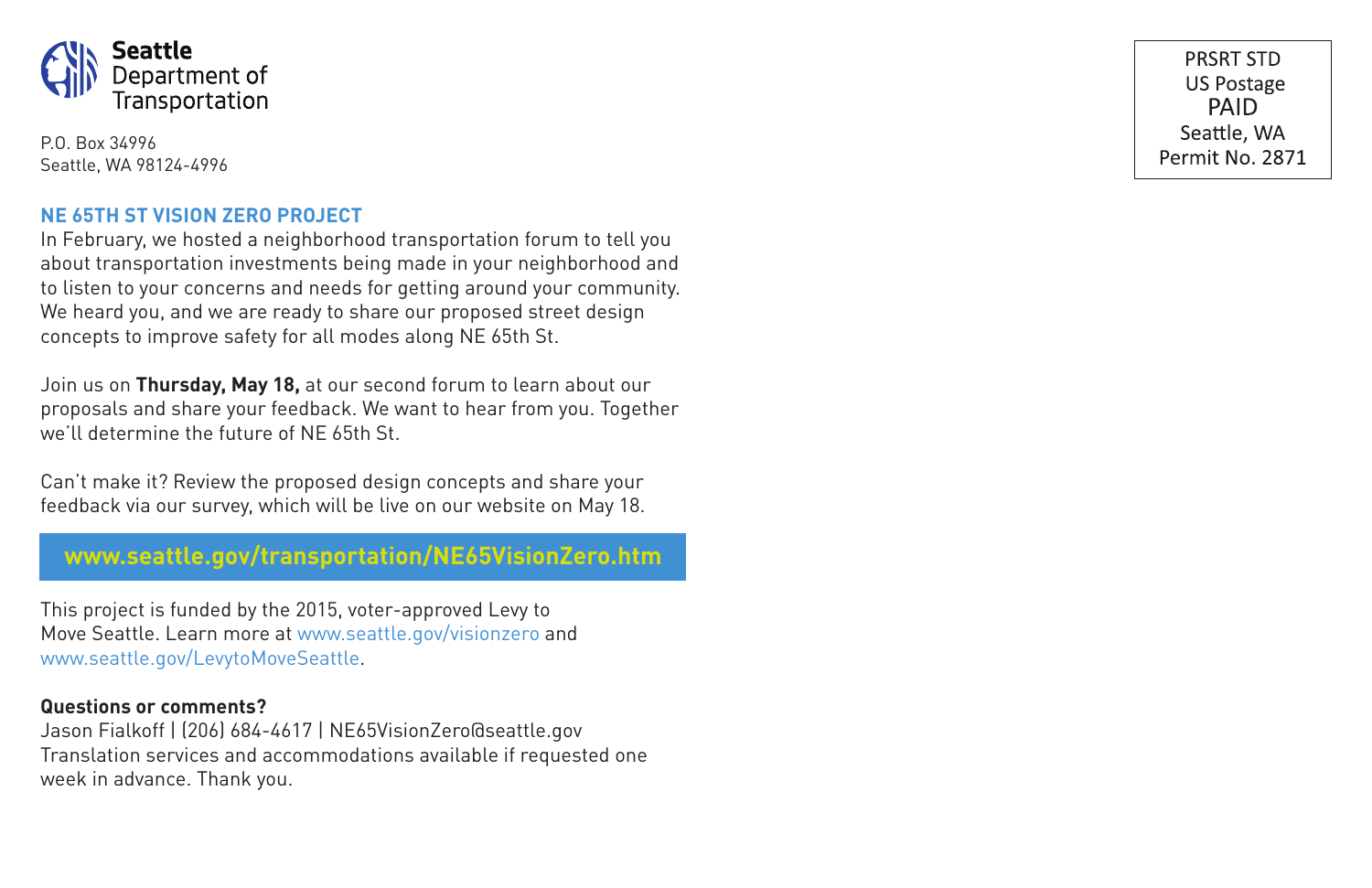Seattle Department of Transportation

P.O. Box 34996
Seattle, WA 98124-4996

PRSRT STD
US Postage
PAID
Seattle, WA
Permit No. 2871

## NE 65TH ST VISION ZERO PROJECT

In February, we hosted a neighborhood transportation forum to tell you about transportation investments being made in your neighborhood and to listen to your concerns and needs for getting around your community. We heard you, and we are ready to share our proposed street design concepts to improve safety for all modes along NE 65th St.

Join us on **Thursday, May 18,** at our second forum to learn about our proposals and share your feedback. We want to hear from you. Together we'll determine the future of NE 65th St.

Can't make it? Review the proposed design concepts and share your feedback via our survey, which will be live on our website on May 18.

**www.seattle.gov/transportation/NE65VisionZero.htm**

This project is funded by the 2015, voter-approved Levy to Move Seattle. Learn more at www.seattle.gov/visionzero and www.seattle.gov/LevytoMoveSeattle.

**Questions or comments?**
Jason Fialkoff | (206) 684-4617 | NE65VisionZero@seattle.gov
Translation services and accommodations available if requested one week in advance. Thank you.